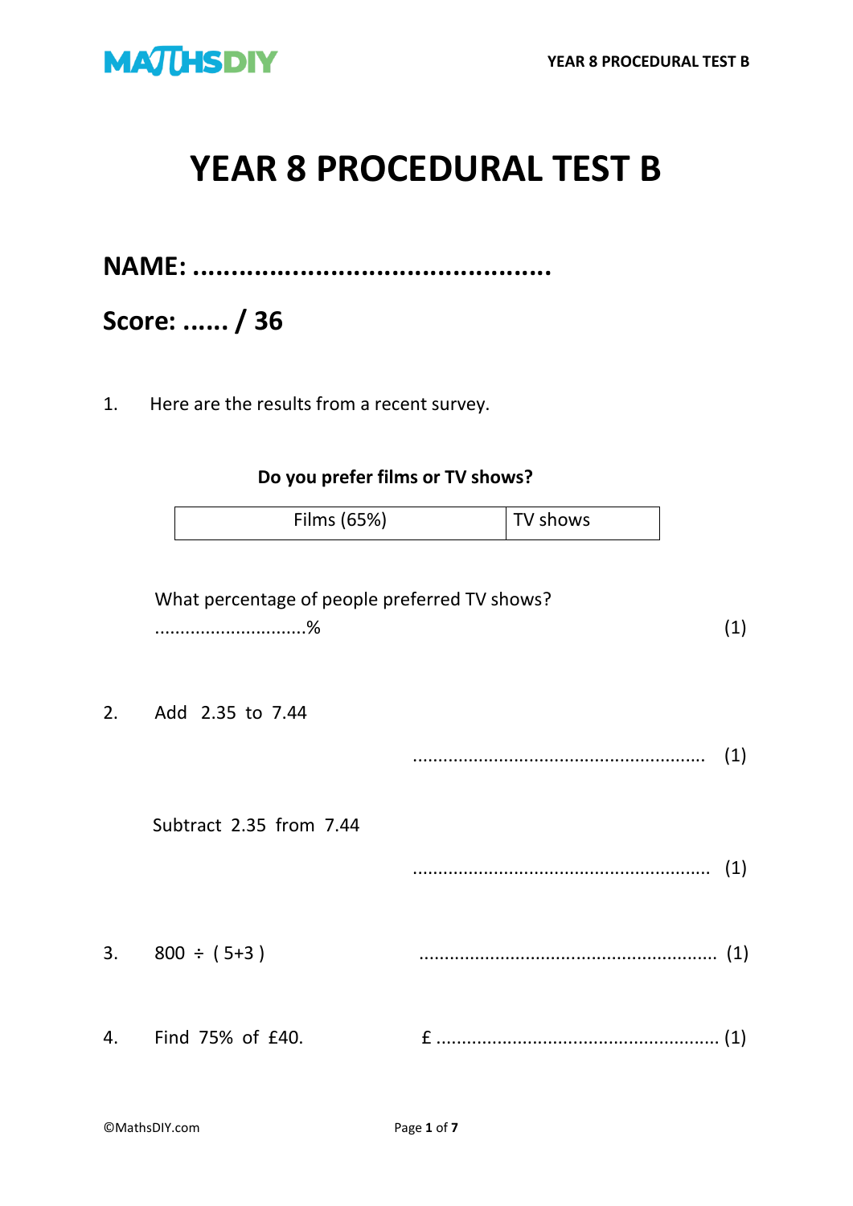# YEAR 8 PROCEDURAL TEST B

**NAME: ..............................................**

**Score: ...... / 36**

1. Here are the results from a recent survey.

**Do you prefer films or TV shows?**

| Films (65%) | TV shows |
|---|---|

What percentage of people preferred TV shows?

..............................% (1)

2. Add 2.35 to 7.44

......................................................... (1)

Subtract 2.35 from 7.44

......................................................... (1)

3. 800 ÷ ( 5+3 ) ......................................................... (1)

4. Find 75% of £40. £ ......................................................... (1)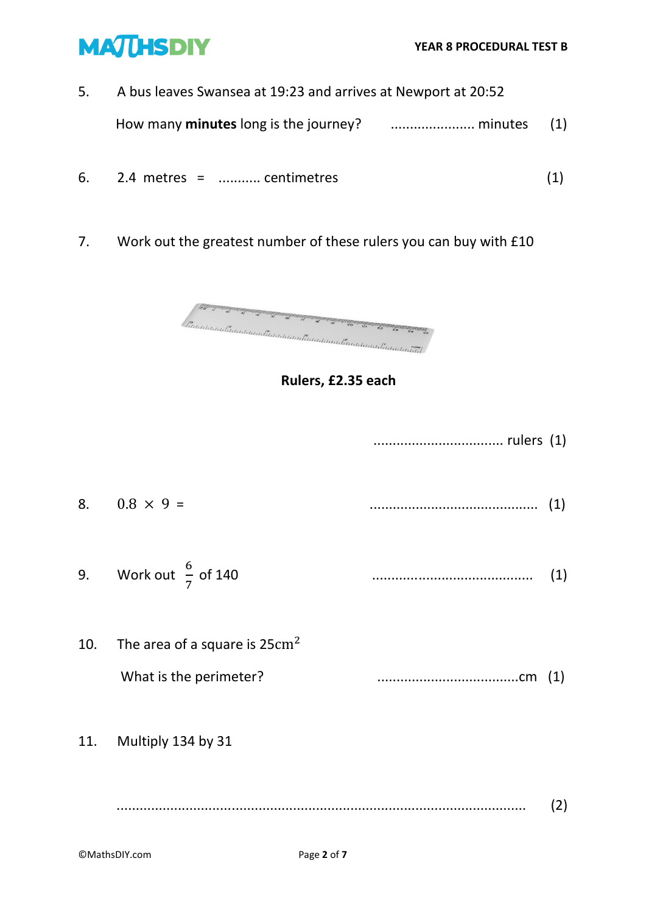5. A bus leaves Swansea at 19:23 and arrives at Newport at 20:52

   How many **minutes** long is the journey? ...................... minutes (1)

6. 2.4 metres = ........... centimetres (1)

7. Work out the greatest number of these rulers you can buy with £10

   **Rulers, £2.35 each**

   .................................. rulers (1)

8. $0.8 \times 9 =$ ........................................... (1)

9. Work out $\frac{6}{7}$ of 140 ......................................... (1)

10. The area of a square is $25\text{cm}^2$

    What is the perimeter? ....................................cm (1)

11. Multiply 134 by 31

    ........................................................................................................ (2)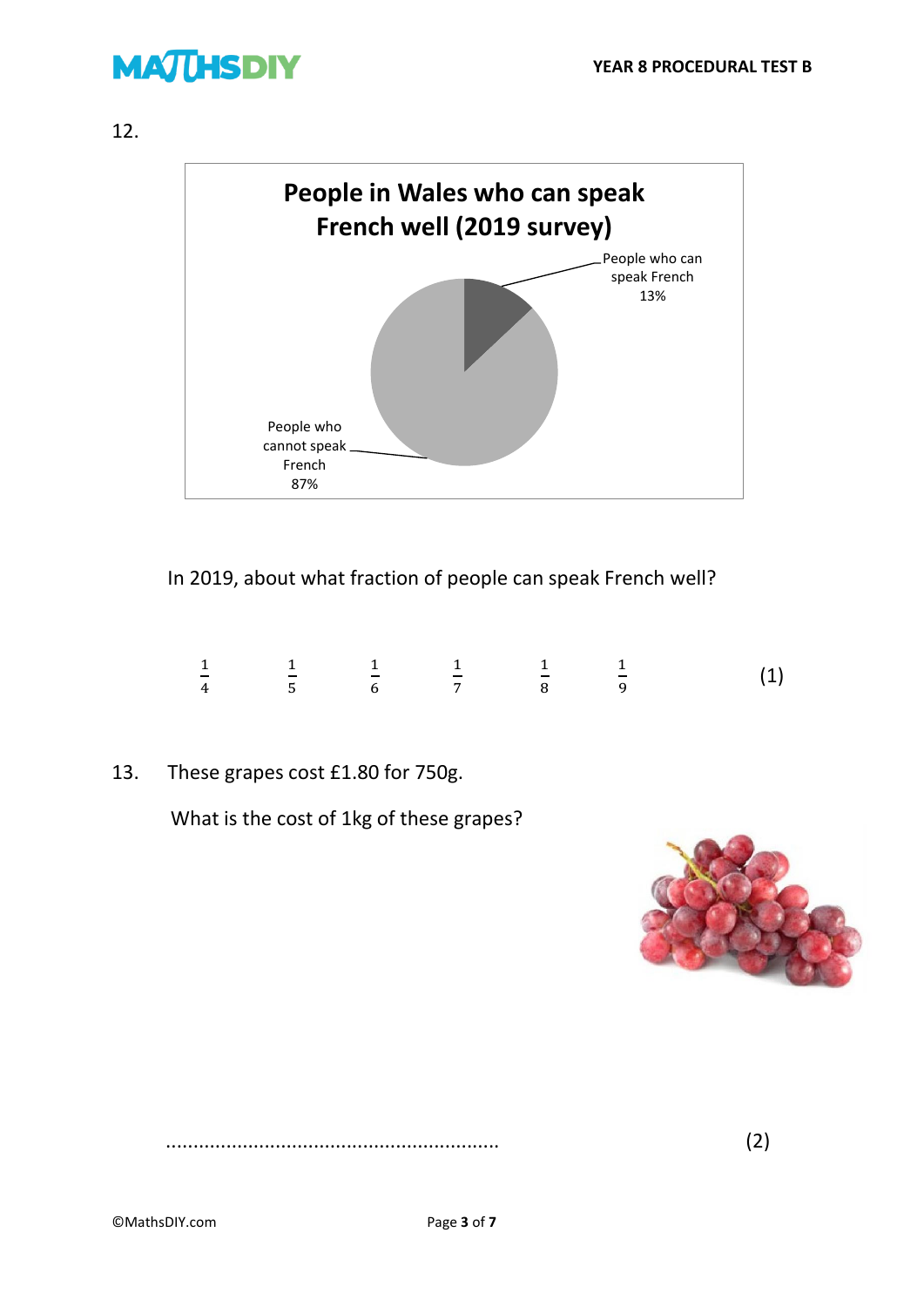12.

**People in Wales who can speak French well (2019 survey)**

People who can speak French 13%

People who cannot speak French 87%

In 2019, about what fraction of people can speak French well?

$\frac{1}{4}$ $\frac{1}{5}$ $\frac{1}{6}$ $\frac{1}{7}$ $\frac{1}{8}$ $\frac{1}{9}$ (1)

13. These grapes cost £1.80 for 750g.

What is the cost of 1kg of these grapes?

............................................................ (2)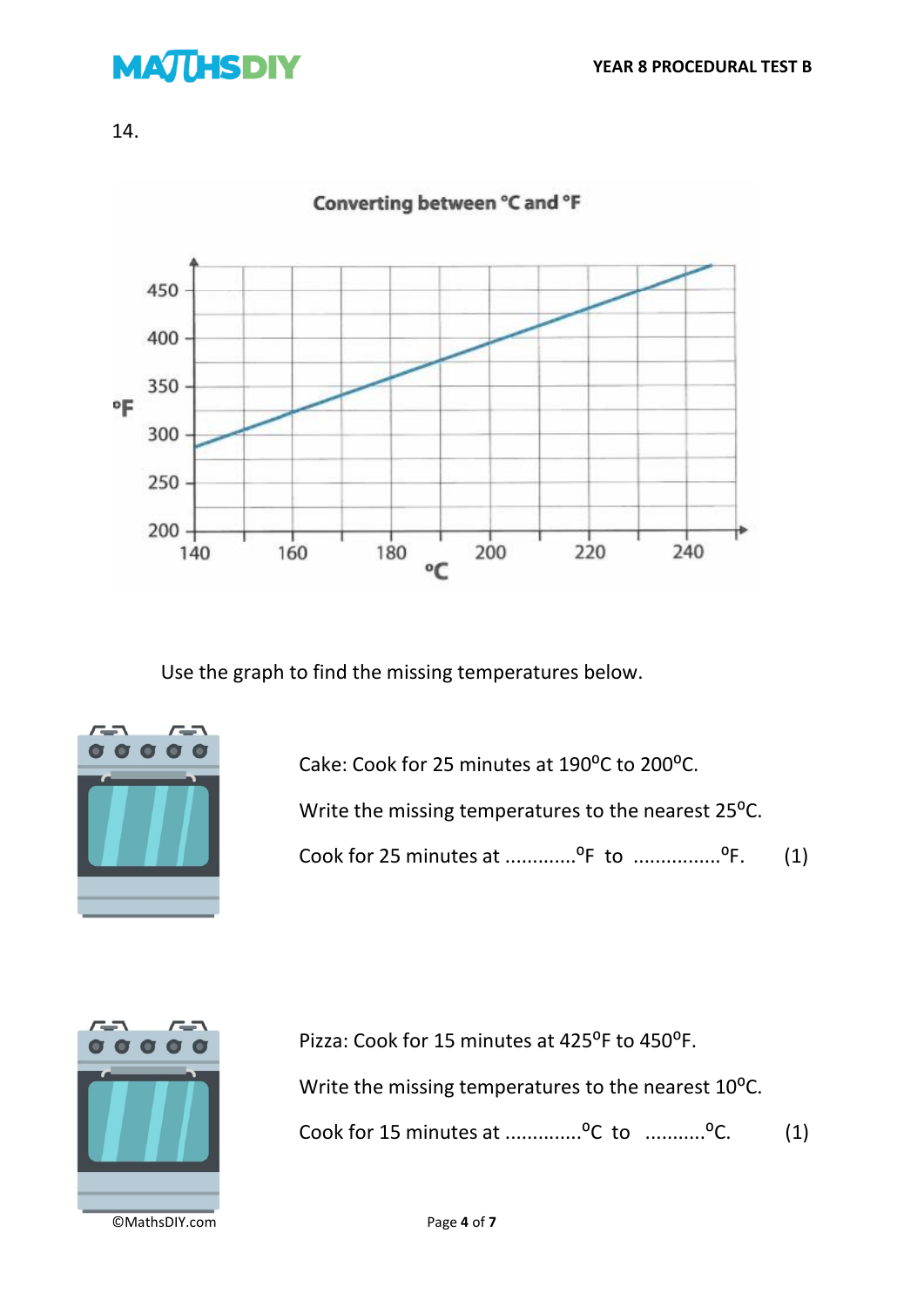14.

Use the graph to find the missing temperatures below.

Cake: Cook for 25 minutes at 190$^{o}$C to 200$^{o}$C.

Write the missing temperatures to the nearest 25$^{o}$C.

Cook for 25 minutes at ............$^{o}$F to ...............$^{o}$F. (1)

Pizza: Cook for 15 minutes at 425$^{o}$F to 450$^{o}$F.

Write the missing temperatures to the nearest 10$^{o}$C.

Cook for 15 minutes at .............$^{o}$C to ..........$^{o}$C. (1)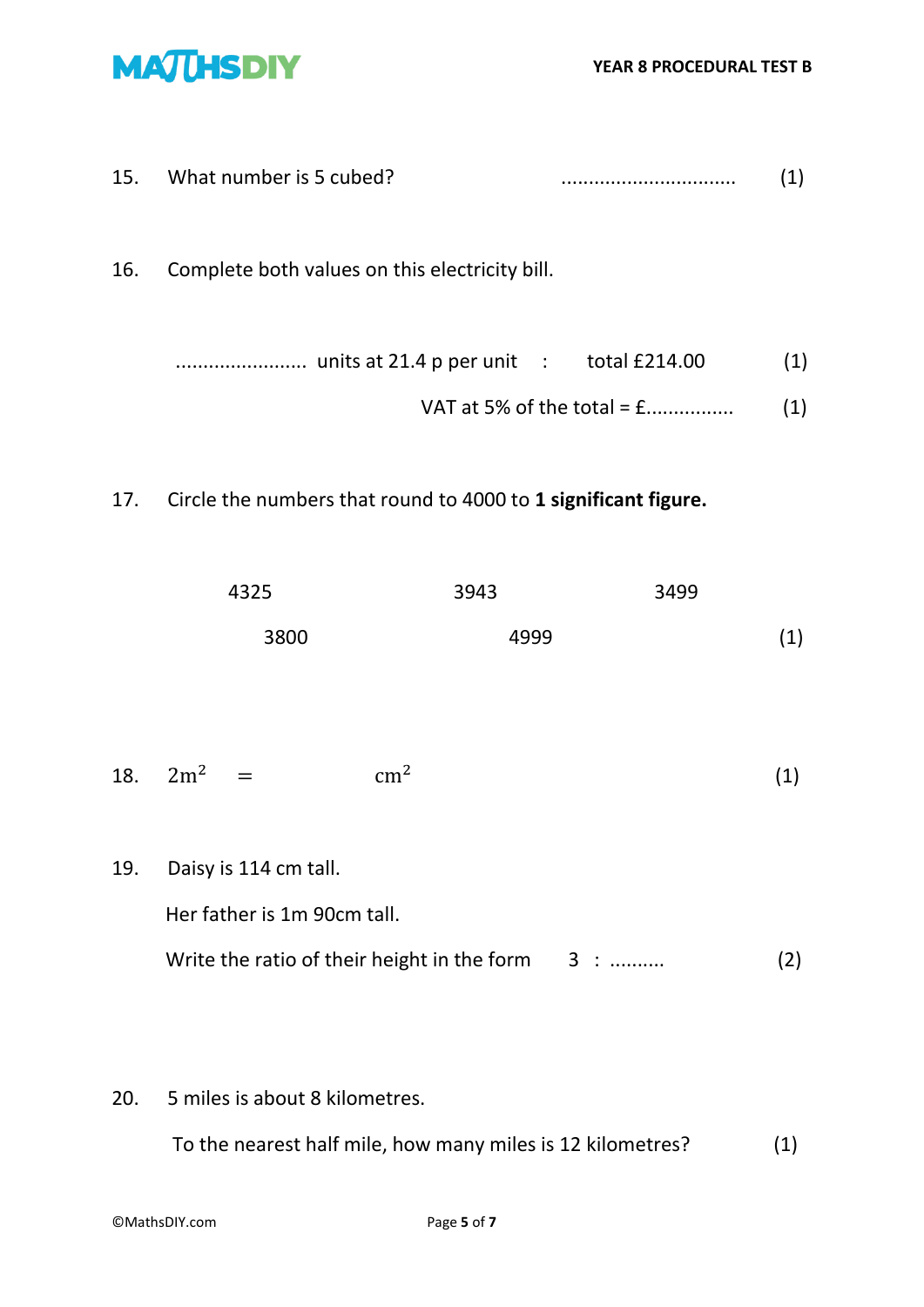15. What number is 5 cubed? ................................ (1)

16. Complete both values on this electricity bill.

........................ units at 21.4 p per unit : total £214.00 (1)

VAT at 5% of the total = £............... (1)

17. Circle the numbers that round to 4000 to **1 significant figure.**

4325 3943 3499

3800 4999 (1)

18. $2\text{m}^2 \quad = \qquad\qquad \text{cm}^2$ (1)

19. Daisy is 114 cm tall.

Her father is 1m 90cm tall.

Write the ratio of their height in the form 3 : .......... (2)

20. 5 miles is about 8 kilometres.

To the nearest half mile, how many miles is 12 kilometres? (1)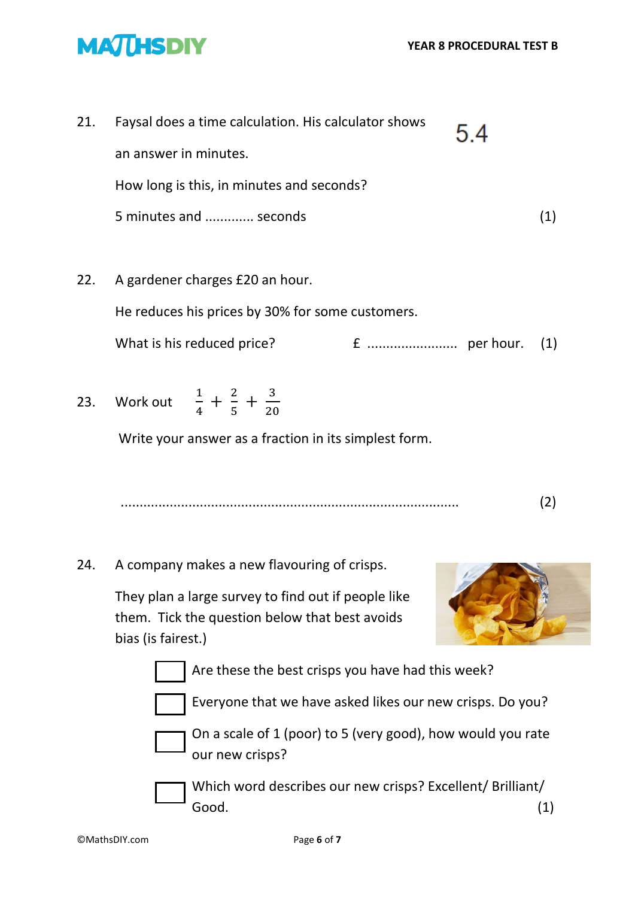21. Faysal does a time calculation. His calculator shows an answer in minutes.

    5.4

    How long is this, in minutes and seconds?

    5 minutes and ............ seconds (1)

22. A gardener charges £20 an hour.

    He reduces his prices by 30% for some customers.

    What is his reduced price? £ ........................ per hour. (1)

23. Work out $\frac{1}{4} + \frac{2}{5} + \frac{3}{20}$

    Write your answer as a fraction in its simplest form.

    ........................................................................................ (2)

24. A company makes a new flavouring of crisps.

    They plan a large survey to find out if people like them. Tick the question below that best avoids bias (is fairest.)

    - [ ] Are these the best crisps you have had this week?
    - [ ] Everyone that we have asked likes our new crisps. Do you?
    - [ ] On a scale of 1 (poor) to 5 (very good), how would you rate our new crisps?
    - [ ] Which word describes our new crisps? Excellent/ Brilliant/ Good.

    (1)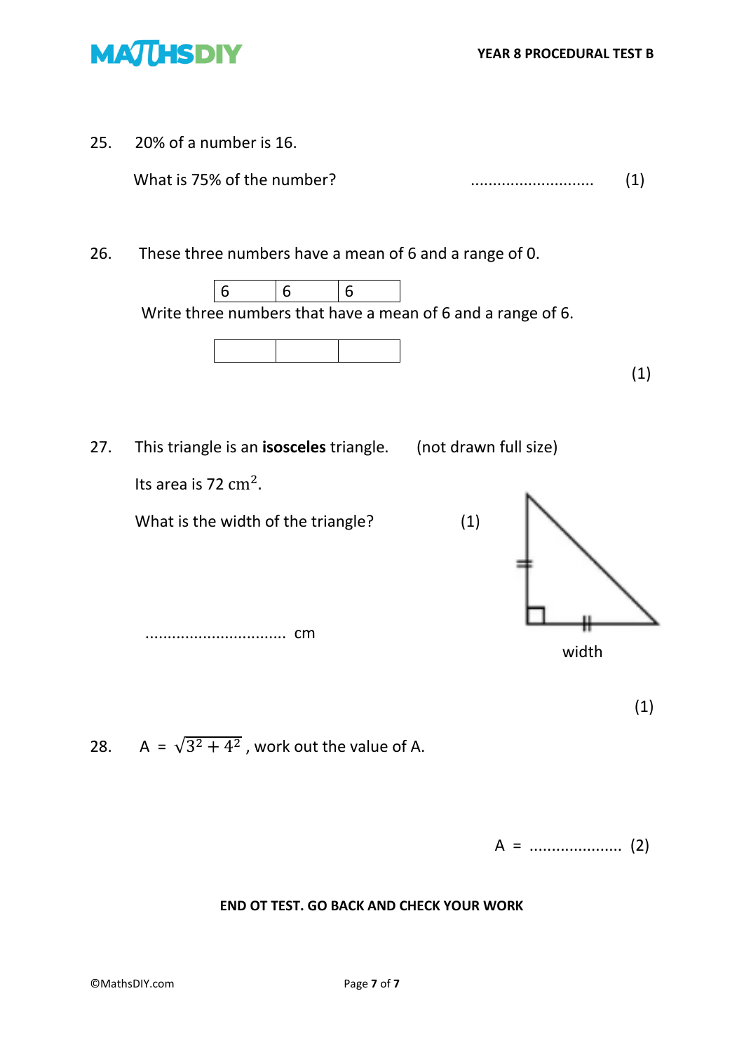25. 20% of a number is 16.

What is 75% of the number? ............................ (1)

26. These three numbers have a mean of 6 and a range of 0.

| | | |
|---|---|---|
| 6 | 6 | 6 |

Write three numbers that have a mean of 6 and a range of 6.

| | | |
|---|---|---|
| | | |

(1)

27. This triangle is an **isosceles** triangle. (not drawn full size)

Its area is 72 $\text{cm}^2$.

What is the width of the triangle? (1)

width

............................... cm

(1)

28. A = $\sqrt{3^2 + 4^2}$ , work out the value of A.

A = .................... (2)

**END OT TEST. GO BACK AND CHECK YOUR WORK**

©MathsDIY.com